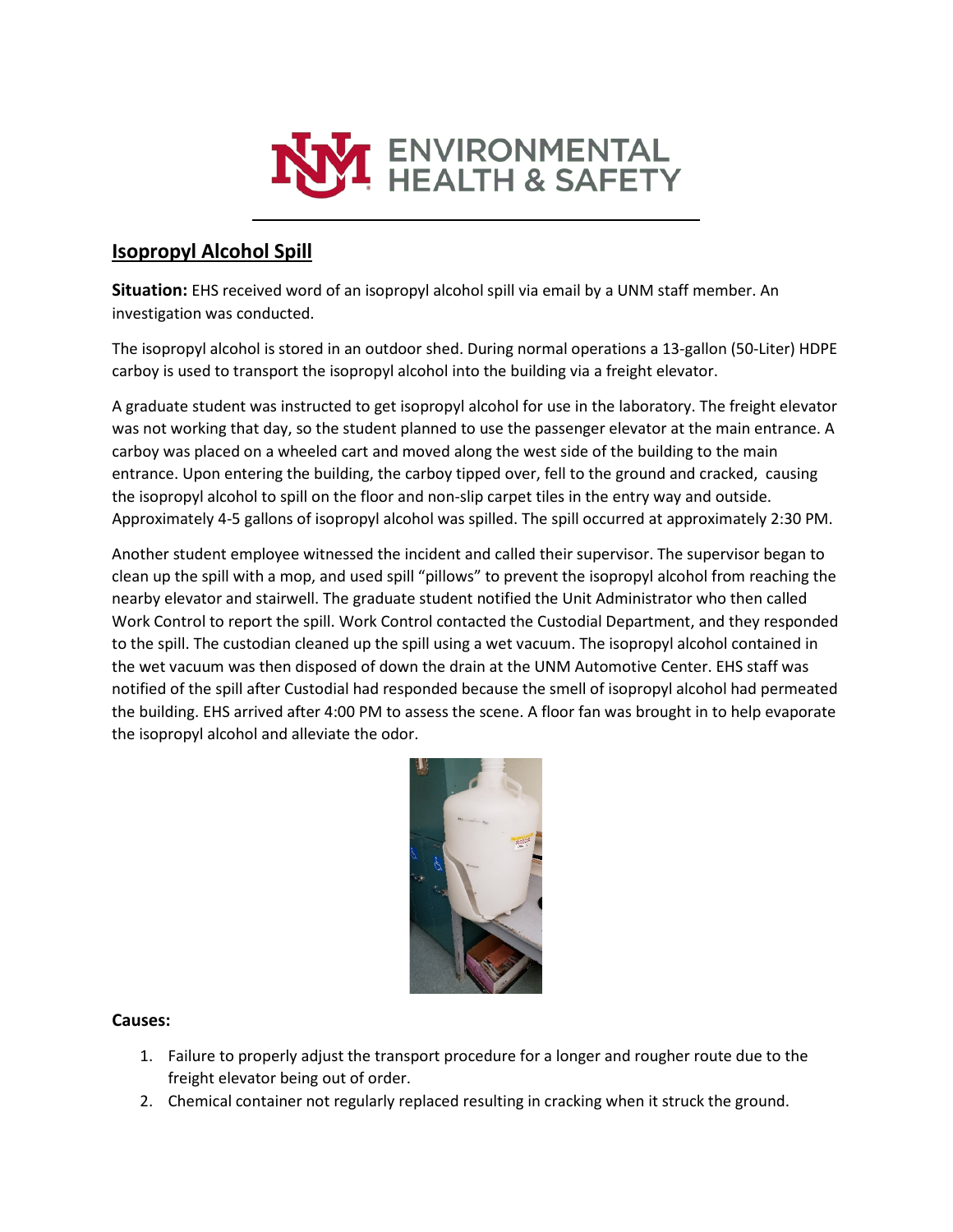## Isopropyl Alcohol Spill

**Situation:** EHS received word of an isopropyl alcohol spill via email by a UNM staff member. An investigation was conducted.

The isopropyl alcohol is stored in an outdoor shed. During normal operations a 13-gallon (50-Liter) HDPE carboy is used to transport the isopropyl alcohol into the building via a freight elevator.

A graduate student was instructed to get isopropyl alcohol for use in the laboratory. The freight elevator was not working that day, so the student planned to use the passenger elevator at the main entrance. A carboy was placed on a wheeled cart and moved along the west side of the building to the main entrance. Upon entering the building, the carboy tipped over, fell to the ground and cracked, causing the isopropyl alcohol to spill on the floor and non-slip carpet tiles in the entry way and outside. Approximately 4-5 gallons of isopropyl alcohol was spilled. The spill occurred at approximately 2:30 PM.

Another student employee witnessed the incident and called their supervisor. The supervisor began to clean up the spill with a mop, and used spill "pillows" to prevent the isopropyl alcohol from reaching the nearby elevator and stairwell. The graduate student notified the Unit Administrator who then called Work Control to report the spill. Work Control contacted the Custodial Department, and they responded to the spill. The custodian cleaned up the spill using a wet vacuum. The isopropyl alcohol contained in the wet vacuum was then disposed of down the drain at the UNM Automotive Center. EHS staff was notified of the spill after Custodial had responded because the smell of isopropyl alcohol had permeated the building. EHS arrived after 4:00 PM to assess the scene. A floor fan was brought in to help evaporate the isopropyl alcohol and alleviate the odor.

**Causes:**

1. Failure to properly adjust the transport procedure for a longer and rougher route due to the freight elevator being out of order.
2. Chemical container not regularly replaced resulting in cracking when it struck the ground.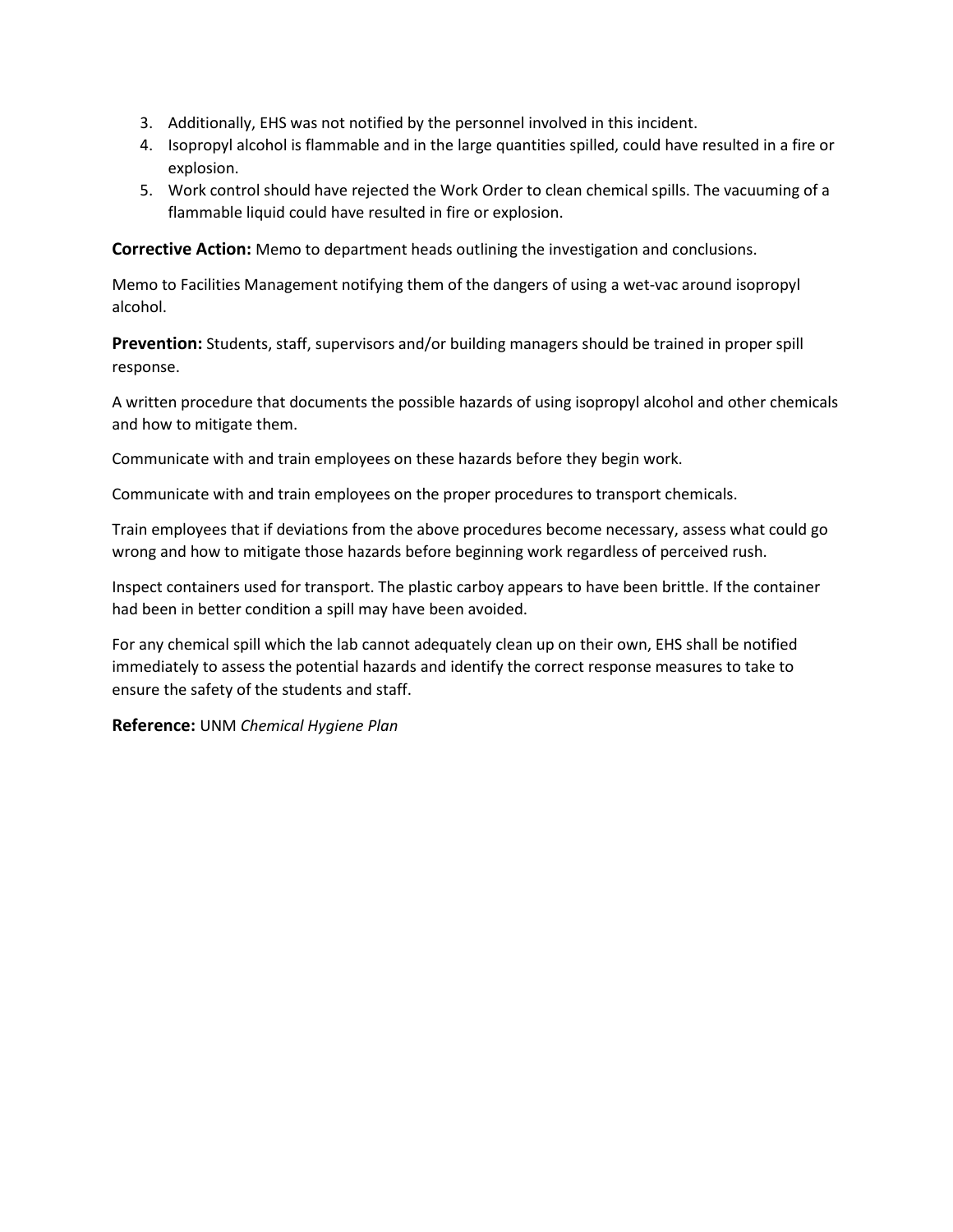3. Additionally, EHS was not notified by the personnel involved in this incident.
4. Isopropyl alcohol is flammable and in the large quantities spilled, could have resulted in a fire or explosion.
5. Work control should have rejected the Work Order to clean chemical spills. The vacuuming of a flammable liquid could have resulted in fire or explosion.

**Corrective Action:** Memo to department heads outlining the investigation and conclusions.

Memo to Facilities Management notifying them of the dangers of using a wet-vac around isopropyl alcohol.

**Prevention:** Students, staff, supervisors and/or building managers should be trained in proper spill response.

A written procedure that documents the possible hazards of using isopropyl alcohol and other chemicals and how to mitigate them.

Communicate with and train employees on these hazards before they begin work.

Communicate with and train employees on the proper procedures to transport chemicals.

Train employees that if deviations from the above procedures become necessary, assess what could go wrong and how to mitigate those hazards before beginning work regardless of perceived rush.

Inspect containers used for transport. The plastic carboy appears to have been brittle. If the container had been in better condition a spill may have been avoided.

For any chemical spill which the lab cannot adequately clean up on their own, EHS shall be notified immediately to assess the potential hazards and identify the correct response measures to take to ensure the safety of the students and staff.

**Reference:** UNM *Chemical Hygiene Plan*